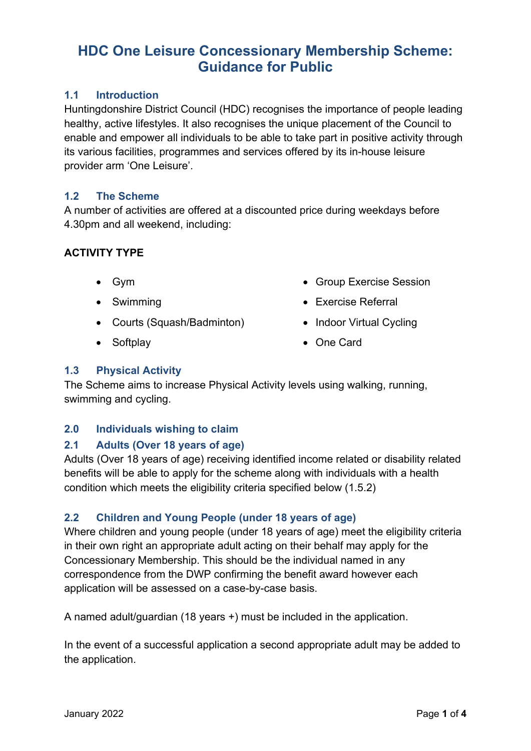# HDC One Leisure Concessionary Membership Scheme: Guidance for Public

## 1.1 Introduction

Huntingdonshire District Council (HDC) recognises the importance of people leading healthy, active lifestyles. It also recognises the unique placement of the Council to enable and empower all individuals to be able to take part in positive activity through its various facilities, programmes and services offered by its in-house leisure provider arm 'One Leisure'.

## 1.2 The Scheme

A number of activities are offered at a discounted price during weekdays before 4.30pm and all weekend, including:

**ACTIVITY TYPE**

- Gym
- Swimming
- Courts (Squash/Badminton)
- Softplay
- Group Exercise Session
- Exercise Referral
- Indoor Virtual Cycling
- One Card

## 1.3 Physical Activity

The Scheme aims to increase Physical Activity levels using walking, running, swimming and cycling.

## 2.0 Individuals wishing to claim

## 2.1 Adults (Over 18 years of age)

Adults (Over 18 years of age) receiving identified income related or disability related benefits will be able to apply for the scheme along with individuals with a health condition which meets the eligibility criteria specified below (1.5.2)

## 2.2 Children and Young People (under 18 years of age)

Where children and young people (under 18 years of age) meet the eligibility criteria in their own right an appropriate adult acting on their behalf may apply for the Concessionary Membership. This should be the individual named in any correspondence from the DWP confirming the benefit award however each application will be assessed on a case-by-case basis.

A named adult/guardian (18 years +) must be included in the application.

In the event of a successful application a second appropriate adult may be added to the application.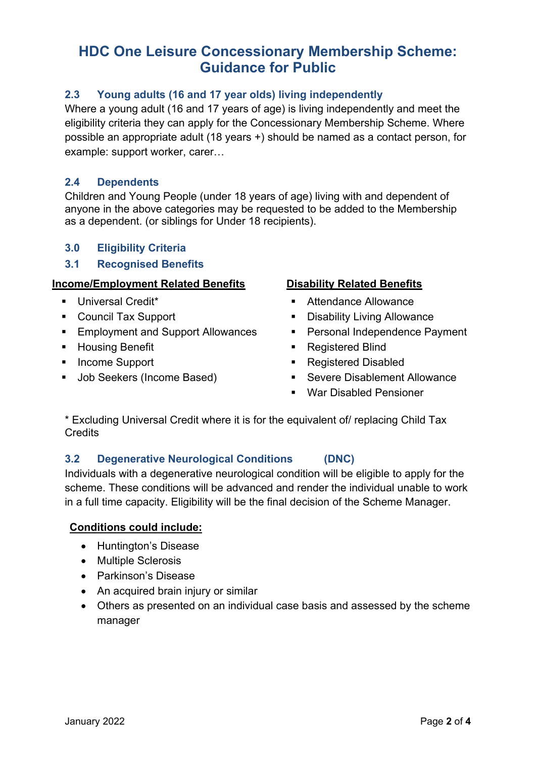# HDC One Leisure Concessionary Membership Scheme: Guidance for Public

### 2.3 Young adults (16 and 17 year olds) living independently

Where a young adult (16 and 17 years of age) is living independently and meet the eligibility criteria they can apply for the Concessionary Membership Scheme. Where possible an appropriate adult (18 years +) should be named as a contact person, for example: support worker, carer…

### 2.4 Dependents

Children and Young People (under 18 years of age) living with and dependent of anyone in the above categories may be requested to be added to the Membership as a dependent. (or siblings for Under 18 recipients).

## 3.0 Eligibility Criteria

### 3.1 Recognised Benefits

**Income/Employment Related Benefits**

- Universal Credit*
- Council Tax Support
- Employment and Support Allowances
- Housing Benefit
- Income Support
- Job Seekers (Income Based)

**Disability Related Benefits**

- Attendance Allowance
- Disability Living Allowance
- Personal Independence Payment
- Registered Blind
- Registered Disabled
- Severe Disablement Allowance
- War Disabled Pensioner

* Excluding Universal Credit where it is for the equivalent of/ replacing Child Tax Credits

### 3.2 Degenerative Neurological Conditions (DNC)

Individuals with a degenerative neurological condition will be eligible to apply for the scheme. These conditions will be advanced and render the individual unable to work in a full time capacity. Eligibility will be the final decision of the Scheme Manager.

**Conditions could include:**

- Huntington's Disease
- Multiple Sclerosis
- Parkinson's Disease
- An acquired brain injury or similar
- Others as presented on an individual case basis and assessed by the scheme manager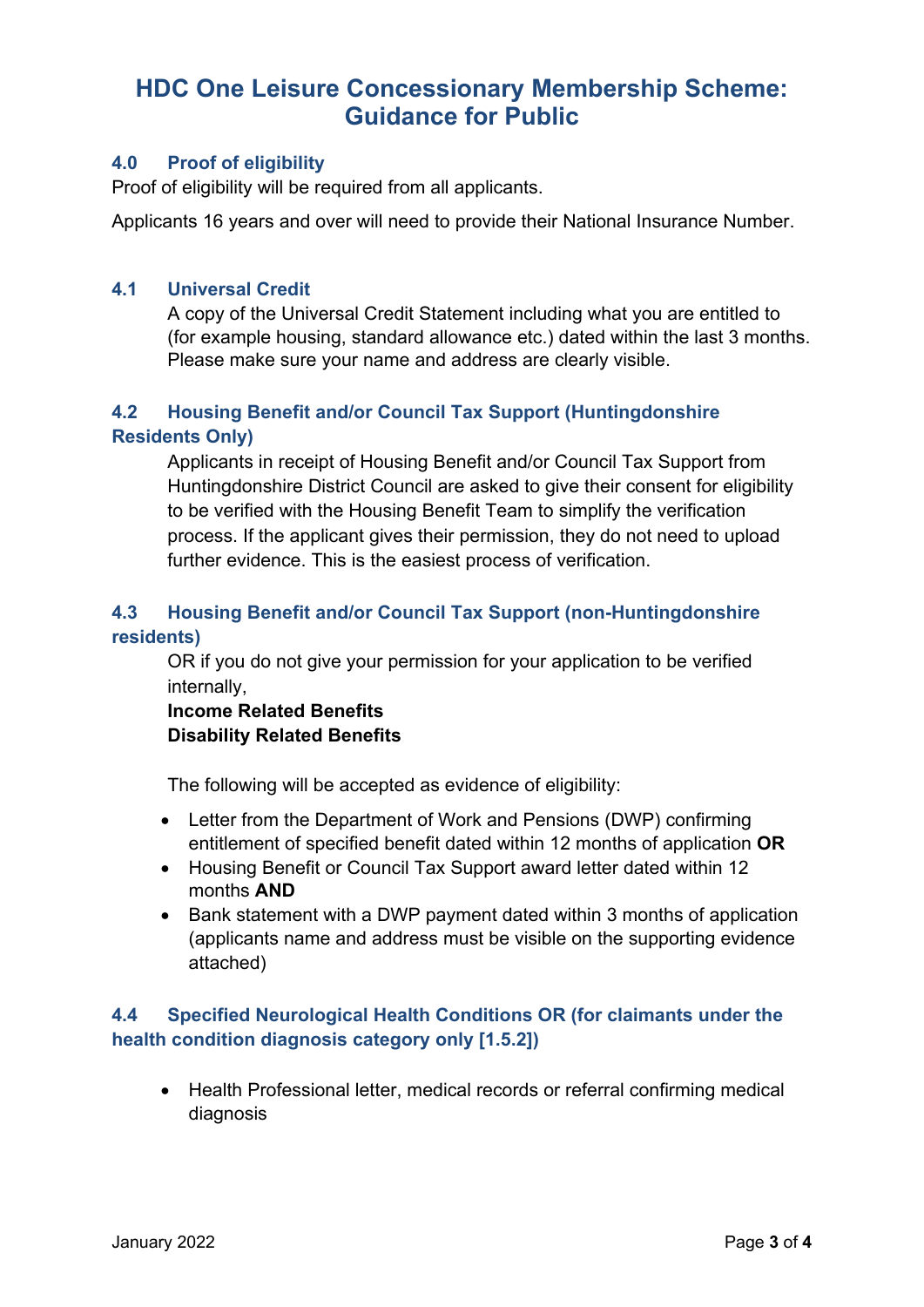# HDC One Leisure Concessionary Membership Scheme: Guidance for Public

## 4.0 Proof of eligibility

Proof of eligibility will be required from all applicants.

Applicants 16 years and over will need to provide their National Insurance Number.

### 4.1 Universal Credit

A copy of the Universal Credit Statement including what you are entitled to (for example housing, standard allowance etc.) dated within the last 3 months. Please make sure your name and address are clearly visible.

### 4.2 Housing Benefit and/or Council Tax Support (Huntingdonshire Residents Only)

Applicants in receipt of Housing Benefit and/or Council Tax Support from Huntingdonshire District Council are asked to give their consent for eligibility to be verified with the Housing Benefit Team to simplify the verification process. If the applicant gives their permission, they do not need to upload further evidence. This is the easiest process of verification.

### 4.3 Housing Benefit and/or Council Tax Support (non-Huntingdonshire residents)

OR if you do not give your permission for your application to be verified internally,

**Income Related Benefits**
**Disability Related Benefits**

The following will be accepted as evidence of eligibility:

- Letter from the Department of Work and Pensions (DWP) confirming entitlement of specified benefit dated within 12 months of application **OR**
- Housing Benefit or Council Tax Support award letter dated within 12 months **AND**
- Bank statement with a DWP payment dated within 3 months of application (applicants name and address must be visible on the supporting evidence attached)

### 4.4 Specified Neurological Health Conditions OR (for claimants under the health condition diagnosis category only [1.5.2])

- Health Professional letter, medical records or referral confirming medical diagnosis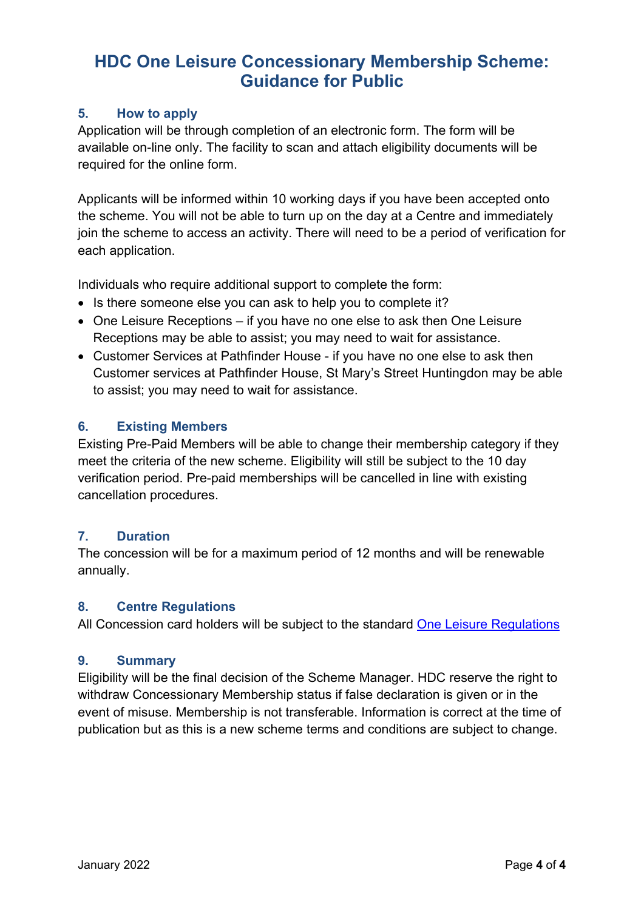# HDC One Leisure Concessionary Membership Scheme: Guidance for Public

## 5. How to apply

Application will be through completion of an electronic form. The form will be available on-line only. The facility to scan and attach eligibility documents will be required for the online form.

Applicants will be informed within 10 working days if you have been accepted onto the scheme. You will not be able to turn up on the day at a Centre and immediately join the scheme to access an activity. There will need to be a period of verification for each application.

Individuals who require additional support to complete the form:

- Is there someone else you can ask to help you to complete it?
- One Leisure Receptions – if you have no one else to ask then One Leisure Receptions may be able to assist; you may need to wait for assistance.
- Customer Services at Pathfinder House - if you have no one else to ask then Customer services at Pathfinder House, St Mary's Street Huntingdon may be able to assist; you may need to wait for assistance.

## 6. Existing Members

Existing Pre-Paid Members will be able to change their membership category if they meet the criteria of the new scheme. Eligibility will still be subject to the 10 day verification period. Pre-paid memberships will be cancelled in line with existing cancellation procedures.

## 7. Duration

The concession will be for a maximum period of 12 months and will be renewable annually.

## 8. Centre Regulations

All Concession card holders will be subject to the standard One Leisure Regulations

## 9. Summary

Eligibility will be the final decision of the Scheme Manager. HDC reserve the right to withdraw Concessionary Membership status if false declaration is given or in the event of misuse. Membership is not transferable. Information is correct at the time of publication but as this is a new scheme terms and conditions are subject to change.

January 2022